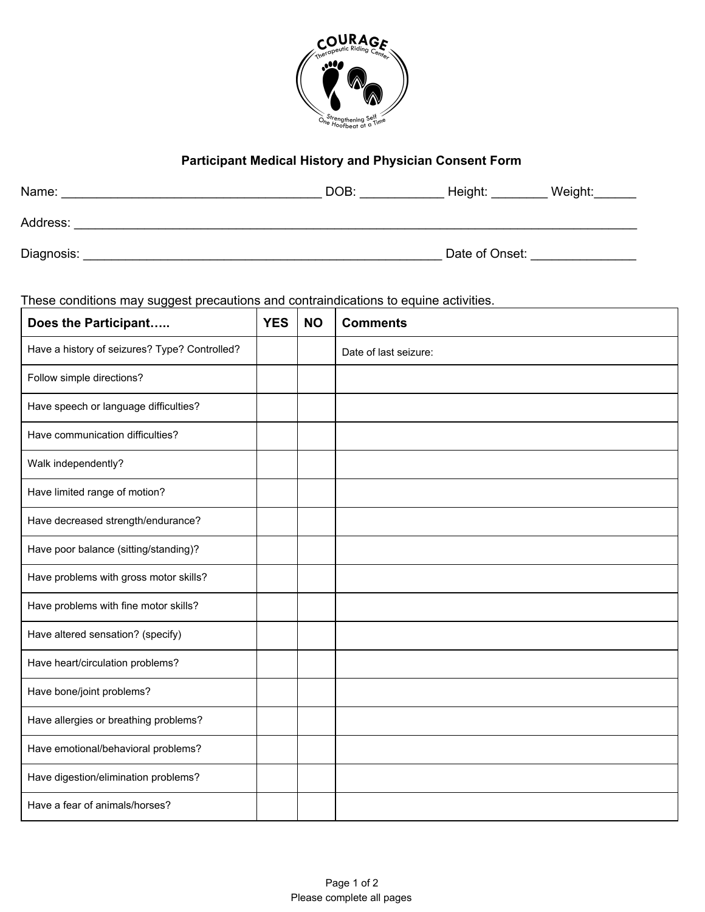## Participant Medical History and Physician Consent Form

Name: ____________________________________ DOB: ___________ Height: ________ Weight:______

Address: ________________________________________________________________________________

Diagnosis: ____________________________________________________ Date of Onset: ______________

These conditions may suggest precautions and contraindications to equine activities.

| Does the Participant….. | YES | NO | Comments |
|---|---|---|---|
| Have a history of seizures? Type? Controlled? | | | Date of last seizure: |
| Follow simple directions? | | | |
| Have speech or language difficulties? | | | |
| Have communication difficulties? | | | |
| Walk independently? | | | |
| Have limited range of motion? | | | |
| Have decreased strength/endurance? | | | |
| Have poor balance (sitting/standing)? | | | |
| Have problems with gross motor skills? | | | |
| Have problems with fine motor skills? | | | |
| Have altered sensation? (specify) | | | |
| Have heart/circulation problems? | | | |
| Have bone/joint problems? | | | |
| Have allergies or breathing problems? | | | |
| Have emotional/behavioral problems? | | | |
| Have digestion/elimination problems? | | | |
| Have a fear of animals/horses? | | | |

Please complete all pages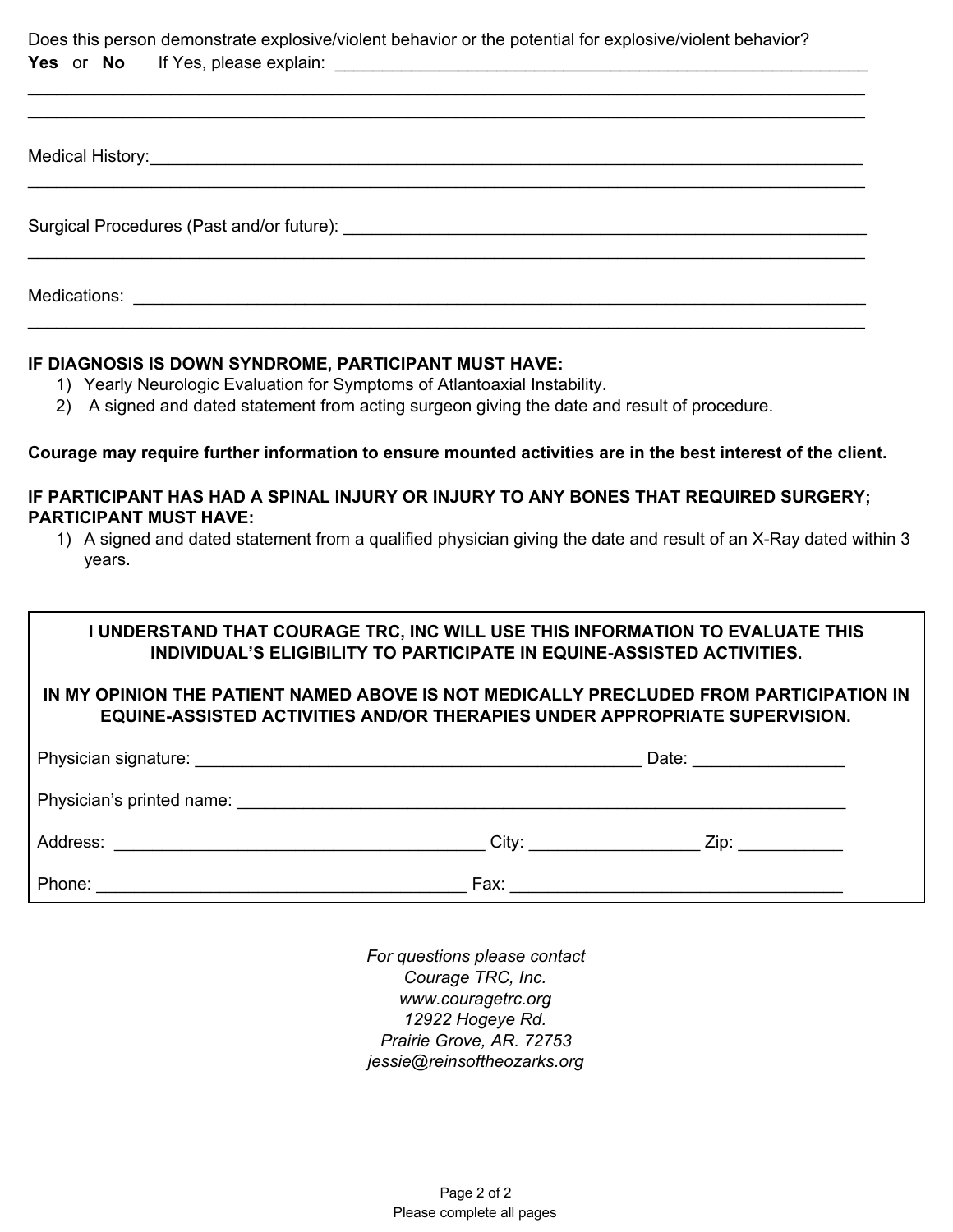Does this person demonstrate explosive/violent behavior or the potential for explosive/violent behavior?

**Yes** or **No** If Yes, please explain: ___________________________________________________________

_____________________________________________________________________________________________

_____________________________________________________________________________________________

Medical History:_______________________________________________________________________________

_____________________________________________________________________________________________

Surgical Procedures (Past and/or future): __________________________________________________________

_____________________________________________________________________________________________

Medications: _________________________________________________________________________________

_____________________________________________________________________________________________

**IF DIAGNOSIS IS DOWN SYNDROME, PARTICIPANT MUST HAVE:**

1) Yearly Neurologic Evaluation for Symptoms of Atlantoaxial Instability.
2) A signed and dated statement from acting surgeon giving the date and result of procedure.

**Courage may require further information to ensure mounted activities are in the best interest of the client.**

**IF PARTICIPANT HAS HAD A SPINAL INJURY OR INJURY TO ANY BONES THAT REQUIRED SURGERY; PARTICIPANT MUST HAVE:**

1) A signed and dated statement from a qualified physician giving the date and result of an X-Ray dated within 3 years.

**I UNDERSTAND THAT COURAGE TRC, INC WILL USE THIS INFORMATION TO EVALUATE THIS INDIVIDUAL'S ELIGIBILITY TO PARTICIPATE IN EQUINE-ASSISTED ACTIVITIES.**

**IN MY OPINION THE PATIENT NAMED ABOVE IS NOT MEDICALLY PRECLUDED FROM PARTICIPATION IN EQUINE-ASSISTED ACTIVITIES AND/OR THERAPIES UNDER APPROPRIATE SUPERVISION.**

Physician signature: ________________________________________________ Date: _______________

Physician's printed name: ____________________________________________________________

Address: ________________________________________ City: _________________ Zip: ___________

Phone: ________________________________________ Fax: ___________________________________

*For questions please contact*
*Courage TRC, Inc.*
*www.couragetrc.org*
*12922 Hogeye Rd.*
*Prairie Grove, AR. 72753*
*jessie@reinsoftheozarks.org*

Please complete all pages